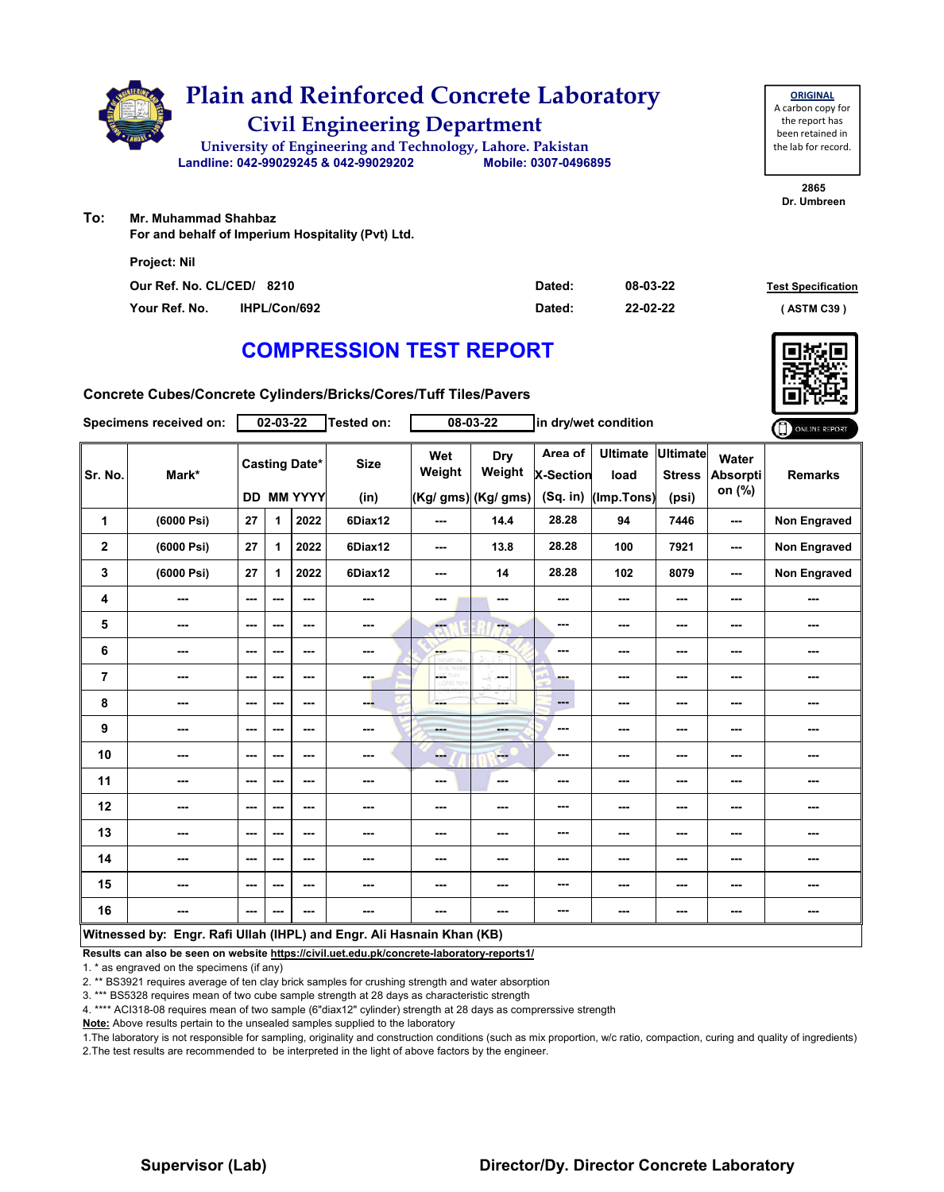# Plain and Reinforced Concrete Laboratory

## Civil Engineering Department

University of Engineering and Technology, Lahore. Pakistan

Landline: 042-99029245 & 042-99029202 Mobile: 0307-0496895

**ORIGINAL**
A carbon copy for the report has been retained in the lab for record.

2865
Dr. Umbreen

**To:** Mr. Muhammad Shahbaz
For and behalf of Imperium Hospitality (Pvt) Ltd.

Project: Nil

Our Ref. No. CL/CED/ 8210 Dated: 08-03-22

Your Ref. No. IHPL/Con/692 Dated: 22-02-22

Test Specification
( ASTM C39 )

# COMPRESSION TEST REPORT

**Concrete Cubes/Concrete Cylinders/Bricks/Cores/Tuff Tiles/Pavers**

Specimens received on: 02-03-22 Tested on: 08-03-22 in dry/wet condition

ONLINE REPORT

| Sr. No. | Mark* | Casting Date* DD | MM | YYYY | Size (in) | Wet Weight (Kg/ gms) | Dry Weight (Kg/ gms) | Area of X-Section (Sq. in) | Ultimate load (Imp.Tons) | Ultimate Stress (psi) | Water Absorption (%) | Remarks |
|---|---|---|---|---|---|---|---|---|---|---|---|---|
| 1 | (6000 Psi) | 27 | 1 | 2022 | 6Diax12 | --- | 14.4 | 28.28 | 94 | 7446 | --- | Non Engraved |
| 2 | (6000 Psi) | 27 | 1 | 2022 | 6Diax12 | --- | 13.8 | 28.28 | 100 | 7921 | --- | Non Engraved |
| 3 | (6000 Psi) | 27 | 1 | 2022 | 6Diax12 | --- | 14 | 28.28 | 102 | 8079 | --- | Non Engraved |
| 4 | --- | --- | --- | --- | --- | --- | --- | --- | --- | --- | --- | --- |
| 5 | --- | --- | --- | --- | --- | --- | --- | --- | --- | --- | --- | --- |
| 6 | --- | --- | --- | --- | --- | --- | --- | --- | --- | --- | --- | --- |
| 7 | --- | --- | --- | --- | --- | --- | --- | --- | --- | --- | --- | --- |
| 8 | --- | --- | --- | --- | --- | --- | --- | --- | --- | --- | --- | --- |
| 9 | --- | --- | --- | --- | --- | --- | --- | --- | --- | --- | --- | --- |
| 10 | --- | --- | --- | --- | --- | --- | --- | --- | --- | --- | --- | --- |
| 11 | --- | --- | --- | --- | --- | --- | --- | --- | --- | --- | --- | --- |
| 12 | --- | --- | --- | --- | --- | --- | --- | --- | --- | --- | --- | --- |
| 13 | --- | --- | --- | --- | --- | --- | --- | --- | --- | --- | --- | --- |
| 14 | --- | --- | --- | --- | --- | --- | --- | --- | --- | --- | --- | --- |
| 15 | --- | --- | --- | --- | --- | --- | --- | --- | --- | --- | --- | --- |
| 16 | --- | --- | --- | --- | --- | --- | --- | --- | --- | --- | --- | --- |

**Witnessed by: Engr. Rafi Ullah (IHPL) and Engr. Ali Hasnain Khan (KB)**

**Results can also be seen on website https://civil.uet.edu.pk/concrete-laboratory-reports1/**

1. * as engraved on the specimens (if any)
2. ** BS3921 requires average of ten clay brick samples for crushing strength and water absorption
3. *** BS5328 requires mean of two cube sample strength at 28 days as characteristic strength
4. **** ACI318-08 requires mean of two sample (6"diax12" cylinder) strength at 28 days as comprerssive strength

**Note:** Above results pertain to the unsealed samples supplied to the laboratory

1.The laboratory is not responsible for sampling, originality and construction conditions (such as mix proportion, w/c ratio, compaction, curing and quality of ingredients)
2.The test results are recommended to be interpreted in the light of above factors by the engineer.

**Supervisor (Lab)** **Director/Dy. Director Concrete Laboratory**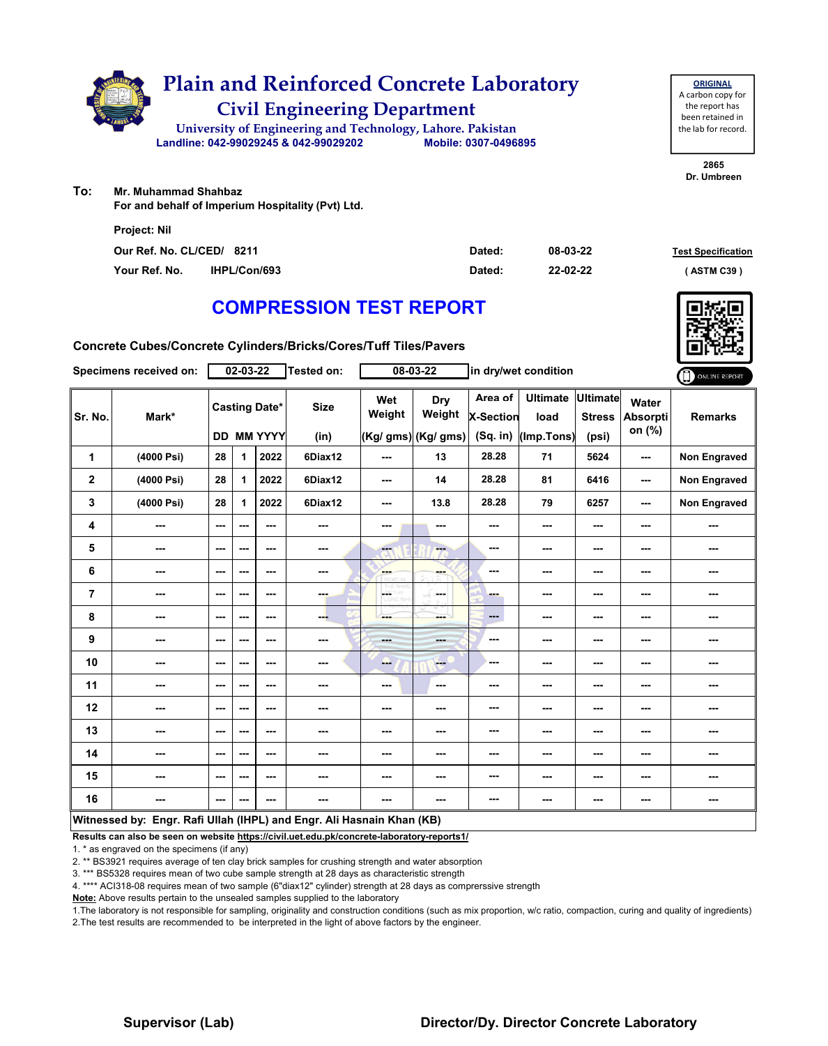# Plain and Reinforced Concrete Laboratory

## Civil Engineering Department

University of Engineering and Technology, Lahore. Pakistan

Landline: 042-99029245 & 042-99029202 Mobile: 0307-0496895

**ORIGINAL**
A carbon copy for the report has been retained in the lab for record.

2865
Dr. Umbreen

**To:** Mr. Muhammad Shahbaz
For and behalf of Imperium Hospitality (Pvt) Ltd.

Project: Nil

Our Ref. No. CL/CED/ 8211 Dated: 08-03-22

Your Ref. No. IHPL/Con/693 Dated: 22-02-22

Test Specification
( ASTM C39 )

# COMPRESSION TEST REPORT

**Concrete Cubes/Concrete Cylinders/Bricks/Cores/Tuff Tiles/Pavers**

Specimens received on: 02-03-22 Tested on: 08-03-22 in dry/wet condition

ONLINE REPORT

| Sr. No. | Mark* | Casting Date* DD | MM | YYYY | Size (in) | Wet Weight (Kg/ gms) | Dry Weight (Kg/ gms) | Area of X-Section (Sq. in) | Ultimate load (Imp.Tons) | Ultimate Stress (psi) | Water Absorption (%) | Remarks |
|---|---|---|---|---|---|---|---|---|---|---|---|---|
| 1 | (4000 Psi) | 28 | 1 | 2022 | 6Diax12 | --- | 13 | 28.28 | 71 | 5624 | --- | Non Engraved |
| 2 | (4000 Psi) | 28 | 1 | 2022 | 6Diax12 | --- | 14 | 28.28 | 81 | 6416 | --- | Non Engraved |
| 3 | (4000 Psi) | 28 | 1 | 2022 | 6Diax12 | --- | 13.8 | 28.28 | 79 | 6257 | --- | Non Engraved |
| 4 | --- | --- | --- | --- | --- | --- | --- | --- | --- | --- | --- | --- |
| 5 | --- | --- | --- | --- | --- | --- | --- | --- | --- | --- | --- | --- |
| 6 | --- | --- | --- | --- | --- | --- | --- | --- | --- | --- | --- | --- |
| 7 | --- | --- | --- | --- | --- | --- | --- | --- | --- | --- | --- | --- |
| 8 | --- | --- | --- | --- | --- | --- | --- | --- | --- | --- | --- | --- |
| 9 | --- | --- | --- | --- | --- | --- | --- | --- | --- | --- | --- | --- |
| 10 | --- | --- | --- | --- | --- | --- | --- | --- | --- | --- | --- | --- |
| 11 | --- | --- | --- | --- | --- | --- | --- | --- | --- | --- | --- | --- |
| 12 | --- | --- | --- | --- | --- | --- | --- | --- | --- | --- | --- | --- |
| 13 | --- | --- | --- | --- | --- | --- | --- | --- | --- | --- | --- | --- |
| 14 | --- | --- | --- | --- | --- | --- | --- | --- | --- | --- | --- | --- |
| 15 | --- | --- | --- | --- | --- | --- | --- | --- | --- | --- | --- | --- |
| 16 | --- | --- | --- | --- | --- | --- | --- | --- | --- | --- | --- | --- |

**Witnessed by: Engr. Rafi Ullah (IHPL) and Engr. Ali Hasnain Khan (KB)**

**Results can also be seen on website https://civil.uet.edu.pk/concrete-laboratory-reports1/**

1. * as engraved on the specimens (if any)
2. ** BS3921 requires average of ten clay brick samples for crushing strength and water absorption
3. *** BS5328 requires mean of two cube sample strength at 28 days as characteristic strength
4. **** ACI318-08 requires mean of two sample (6"diax12" cylinder) strength at 28 days as comprerssive strength

**Note:** Above results pertain to the unsealed samples supplied to the laboratory

1.The laboratory is not responsible for sampling, originality and construction conditions (such as mix proportion, w/c ratio, compaction, curing and quality of ingredients)
2.The test results are recommended to be interpreted in the light of above factors by the engineer.

**Supervisor (Lab)** **Director/Dy. Director Concrete Laboratory**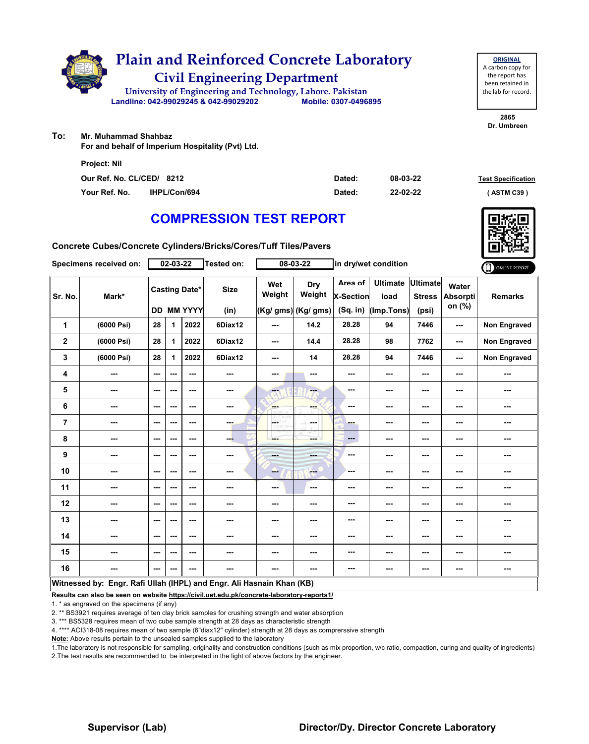# Plain and Reinforced Concrete Laboratory

## Civil Engineering Department

University of Engineering and Technology, Lahore. Pakistan

Landline: 042-99029245 & 042-99029202 Mobile: 0307-0496895

**ORIGINAL**
A carbon copy for the report has been retained in the lab for record.

2865
Dr. Umbreen

**To:** Mr. Muhammad Shahbaz
For and behalf of Imperium Hospitality (Pvt) Ltd.

Project: Nil

Our Ref. No. CL/CED/ 8212 Dated: 08-03-22

Your Ref. No. IHPL/Con/694 Dated: 22-02-22

Test Specification
( ASTM C39 )

# COMPRESSION TEST REPORT

Concrete Cubes/Concrete Cylinders/Bricks/Cores/Tuff Tiles/Pavers

Specimens received on: 02-03-22 Tested on: 08-03-22 in dry/wet condition

| Sr. No. | Mark* | Casting Date* | | | Size | Wet Weight | Dry Weight | Area of X-Section | Ultimate load | Ultimate Stress | Water Absorption (%) | Remarks |
|---|---|---|---|---|---|---|---|---|---|---|---|---|
| | | DD | MM | YYYY | (in) | (Kg/ gms) | (Kg/ gms) | (Sq. in) | (Imp.Tons) | (psi) | | |
| 1 | (6000 Psi) | 28 | 1 | 2022 | 6Diax12 | --- | 14.2 | 28.28 | 94 | 7446 | --- | Non Engraved |
| 2 | (6000 Psi) | 28 | 1 | 2022 | 6Diax12 | --- | 14.4 | 28.28 | 98 | 7762 | --- | Non Engraved |
| 3 | (6000 Psi) | 28 | 1 | 2022 | 6Diax12 | --- | 14 | 28.28 | 94 | 7446 | --- | Non Engraved |
| 4 | --- | --- | --- | --- | --- | --- | --- | --- | --- | --- | --- | --- |
| 5 | --- | --- | --- | --- | --- | --- | --- | --- | --- | --- | --- | --- |
| 6 | --- | --- | --- | --- | --- | --- | --- | --- | --- | --- | --- | --- |
| 7 | --- | --- | --- | --- | --- | --- | --- | --- | --- | --- | --- | --- |
| 8 | --- | --- | --- | --- | --- | --- | --- | --- | --- | --- | --- | --- |
| 9 | --- | --- | --- | --- | --- | --- | --- | --- | --- | --- | --- | --- |
| 10 | --- | --- | --- | --- | --- | --- | --- | --- | --- | --- | --- | --- |
| 11 | --- | --- | --- | --- | --- | --- | --- | --- | --- | --- | --- | --- |
| 12 | --- | --- | --- | --- | --- | --- | --- | --- | --- | --- | --- | --- |
| 13 | --- | --- | --- | --- | --- | --- | --- | --- | --- | --- | --- | --- |
| 14 | --- | --- | --- | --- | --- | --- | --- | --- | --- | --- | --- | --- |
| 15 | --- | --- | --- | --- | --- | --- | --- | --- | --- | --- | --- | --- |
| 16 | --- | --- | --- | --- | --- | --- | --- | --- | --- | --- | --- | --- |

**Witnessed by: Engr. Rafi Ullah (IHPL) and Engr. Ali Hasnain Khan (KB)**

**Results can also be seen on website https://civil.uet.edu.pk/concrete-laboratory-reports1/**

1. * as engraved on the specimens (if any)
2. ** BS3921 requires average of ten clay brick samples for crushing strength and water absorption
3. *** BS5328 requires mean of two cube sample strength at 28 days as characteristic strength
4. **** ACI318-08 requires mean of two sample (6"diax12" cylinder) strength at 28 days as comprerssive strength

**Note:** Above results pertain to the unsealed samples supplied to the laboratory

1.The laboratory is not responsible for sampling, originality and construction conditions (such as mix proportion, w/c ratio, compaction, curing and quality of ingredients)
2.The test results are recommended to be interpreted in the light of above factors by the engineer.

**Supervisor (Lab)** **Director/Dy. Director Concrete Laboratory**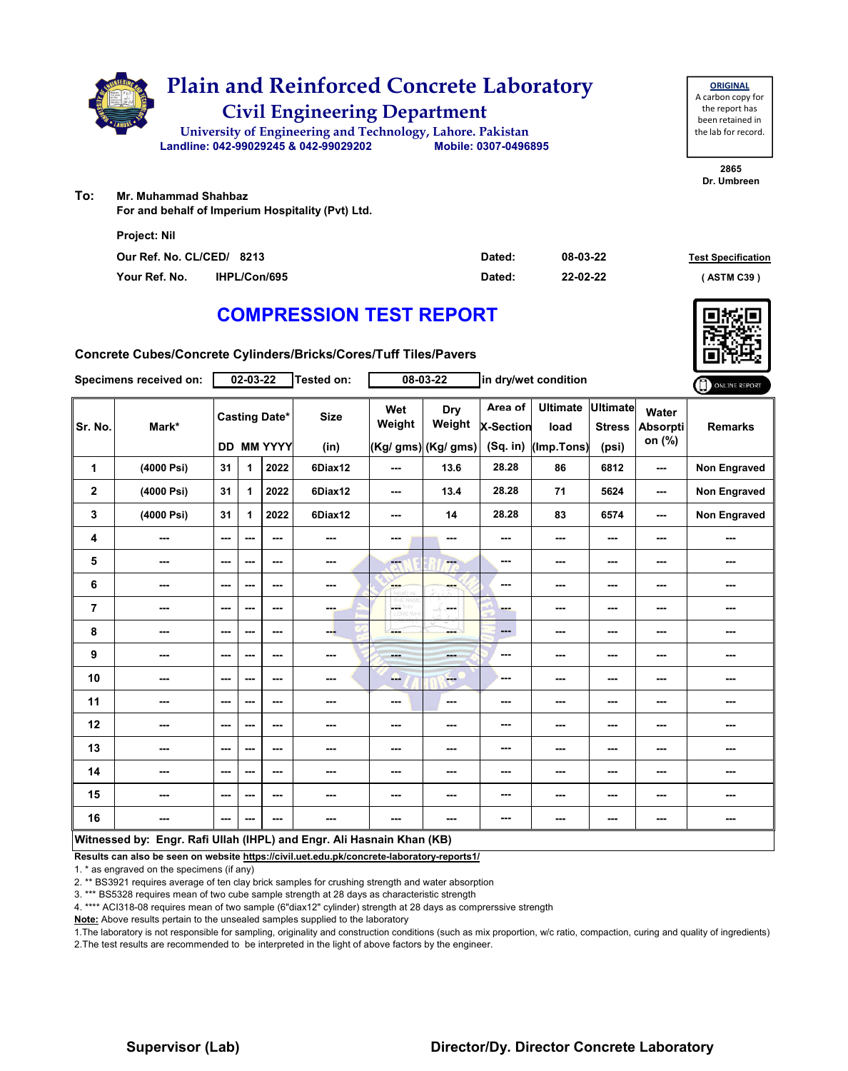# Plain and Reinforced Concrete Laboratory

## Civil Engineering Department

University of Engineering and Technology, Lahore. Pakistan

Landline: 042-99029245 & 042-99029202 Mobile: 0307-0496895

**ORIGINAL**
A carbon copy for the report has been retained in the lab for record.

2865
Dr. Umbreen

**To:** Mr. Muhammad Shahbaz
For and behalf of Imperium Hospitality (Pvt) Ltd.

Project: Nil

Our Ref. No. CL/CED/ 8213 Dated: 08-03-22

Your Ref. No. IHPL/Con/695 Dated: 22-02-22

Test Specification ( ASTM C39 )

# COMPRESSION TEST REPORT

**Concrete Cubes/Concrete Cylinders/Bricks/Cores/Tuff Tiles/Pavers**

Specimens received on: 02-03-22 Tested on: 08-03-22 in dry/wet condition

ONLINE REPORT

| Sr. No. | Mark* | Casting Date* DD | MM | YYYY | Size (in) | Wet Weight (Kg/ gms) | Dry Weight (Kg/ gms) | Area of X-Section (Sq. in) | Ultimate load (Imp.Tons) | Ultimate Stress (psi) | Water Absorption (%) | Remarks |
|---|---|---|---|---|---|---|---|---|---|---|---|---|
| 1 | (4000 Psi) | 31 | 1 | 2022 | 6Diax12 | --- | 13.6 | 28.28 | 86 | 6812 | --- | Non Engraved |
| 2 | (4000 Psi) | 31 | 1 | 2022 | 6Diax12 | --- | 13.4 | 28.28 | 71 | 5624 | --- | Non Engraved |
| 3 | (4000 Psi) | 31 | 1 | 2022 | 6Diax12 | --- | 14 | 28.28 | 83 | 6574 | --- | Non Engraved |
| 4 | --- | --- | --- | --- | --- | --- | --- | --- | --- | --- | --- | --- |
| 5 | --- | --- | --- | --- | --- | --- | --- | --- | --- | --- | --- | --- |
| 6 | --- | --- | --- | --- | --- | --- | --- | --- | --- | --- | --- | --- |
| 7 | --- | --- | --- | --- | --- | --- | --- | --- | --- | --- | --- | --- |
| 8 | --- | --- | --- | --- | --- | --- | --- | --- | --- | --- | --- | --- |
| 9 | --- | --- | --- | --- | --- | --- | --- | --- | --- | --- | --- | --- |
| 10 | --- | --- | --- | --- | --- | --- | --- | --- | --- | --- | --- | --- |
| 11 | --- | --- | --- | --- | --- | --- | --- | --- | --- | --- | --- | --- |
| 12 | --- | --- | --- | --- | --- | --- | --- | --- | --- | --- | --- | --- |
| 13 | --- | --- | --- | --- | --- | --- | --- | --- | --- | --- | --- | --- |
| 14 | --- | --- | --- | --- | --- | --- | --- | --- | --- | --- | --- | --- |
| 15 | --- | --- | --- | --- | --- | --- | --- | --- | --- | --- | --- | --- |
| 16 | --- | --- | --- | --- | --- | --- | --- | --- | --- | --- | --- | --- |

**Witnessed by: Engr. Rafi Ullah (IHPL) and Engr. Ali Hasnain Khan (KB)**

**Results can also be seen on website https://civil.uet.edu.pk/concrete-laboratory-reports1/**

1. * as engraved on the specimens (if any)
2. ** BS3921 requires average of ten clay brick samples for crushing strength and water absorption
3. *** BS5328 requires mean of two cube sample strength at 28 days as characteristic strength
4. **** ACI318-08 requires mean of two sample (6"diax12" cylinder) strength at 28 days as comprerssive strength

**Note:** Above results pertain to the unsealed samples supplied to the laboratory

1.The laboratory is not responsible for sampling, originality and construction conditions (such as mix proportion, w/c ratio, compaction, curing and quality of ingredients)
2.The test results are recommended to be interpreted in the light of above factors by the engineer.

**Supervisor (Lab)** **Director/Dy. Director Concrete Laboratory**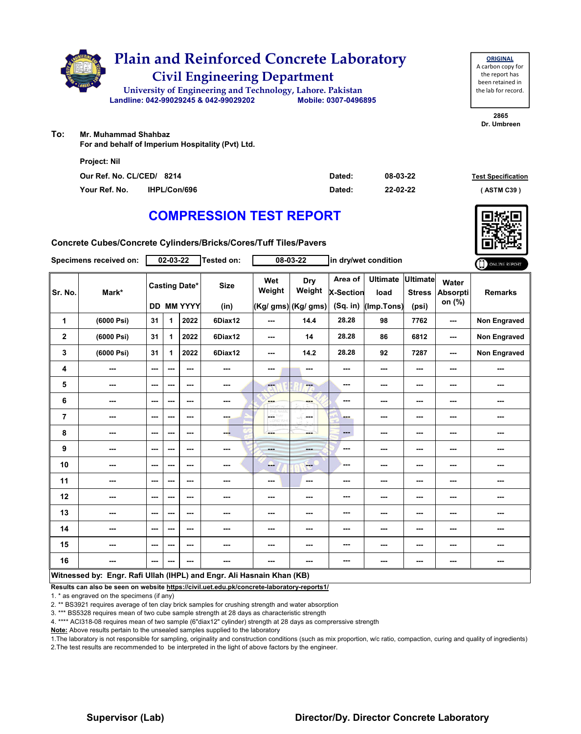# Plain and Reinforced Concrete Laboratory

## Civil Engineering Department

University of Engineering and Technology, Lahore. Pakistan

Landline: 042-99029245 & 042-99029202 Mobile: 0307-0496895

**ORIGINAL**
A carbon copy for the report has been retained in the lab for record.

2865
Dr. Umbreen

**To:** Mr. Muhammad Shahbaz
For and behalf of Imperium Hospitality (Pvt) Ltd.

Project: Nil

Our Ref. No. CL/CED/ 8214 Dated: 08-03-22

Your Ref. No. IHPL/Con/696 Dated: 22-02-22

Test Specification
( ASTM C39 )

# COMPRESSION TEST REPORT

**Concrete Cubes/Concrete Cylinders/Bricks/Cores/Tuff Tiles/Pavers**

Specimens received on: 02-03-22 Tested on: 08-03-22 in dry/wet condition

ONLINE REPORT

| Sr. No. | Mark* | Casting Date* | | | Size | Wet Weight | Dry Weight | Area of X-Section | Ultimate load | Ultimate Stress | Water Absorption (%) | Remarks |
|---|---|---|---|---|---|---|---|---|---|---|---|---|
| | | DD | MM | YYYY | (in) | (Kg/ gms) | (Kg/ gms) | (Sq. in) | (Imp.Tons) | (psi) | | |
| 1 | (6000 Psi) | 31 | 1 | 2022 | 6Diax12 | --- | 14.4 | 28.28 | 98 | 7762 | --- | Non Engraved |
| 2 | (6000 Psi) | 31 | 1 | 2022 | 6Diax12 | --- | 14 | 28.28 | 86 | 6812 | --- | Non Engraved |
| 3 | (6000 Psi) | 31 | 1 | 2022 | 6Diax12 | --- | 14.2 | 28.28 | 92 | 7287 | --- | Non Engraved |
| 4 | --- | --- | --- | --- | --- | --- | --- | --- | --- | --- | --- | --- |
| 5 | --- | --- | --- | --- | --- | --- | --- | --- | --- | --- | --- | --- |
| 6 | --- | --- | --- | --- | --- | --- | --- | --- | --- | --- | --- | --- |
| 7 | --- | --- | --- | --- | --- | --- | --- | --- | --- | --- | --- | --- |
| 8 | --- | --- | --- | --- | --- | --- | --- | --- | --- | --- | --- | --- |
| 9 | --- | --- | --- | --- | --- | --- | --- | --- | --- | --- | --- | --- |
| 10 | --- | --- | --- | --- | --- | --- | --- | --- | --- | --- | --- | --- |
| 11 | --- | --- | --- | --- | --- | --- | --- | --- | --- | --- | --- | --- |
| 12 | --- | --- | --- | --- | --- | --- | --- | --- | --- | --- | --- | --- |
| 13 | --- | --- | --- | --- | --- | --- | --- | --- | --- | --- | --- | --- |
| 14 | --- | --- | --- | --- | --- | --- | --- | --- | --- | --- | --- | --- |
| 15 | --- | --- | --- | --- | --- | --- | --- | --- | --- | --- | --- | --- |
| 16 | --- | --- | --- | --- | --- | --- | --- | --- | --- | --- | --- | --- |

**Witnessed by: Engr. Rafi Ullah (IHPL) and Engr. Ali Hasnain Khan (KB)**

**Results can also be seen on website https://civil.uet.edu.pk/concrete-laboratory-reports1/**

1. * as engraved on the specimens (if any)
2. ** BS3921 requires average of ten clay brick samples for crushing strength and water absorption
3. *** BS5328 requires mean of two cube sample strength at 28 days as characteristic strength
4. **** ACI318-08 requires mean of two sample (6"diax12" cylinder) strength at 28 days as comprerssive strength

**Note:** Above results pertain to the unsealed samples supplied to the laboratory

1.The laboratory is not responsible for sampling, originality and construction conditions (such as mix proportion, w/c ratio, compaction, curing and quality of ingredients)
2.The test results are recommended to be interpreted in the light of above factors by the engineer.

**Supervisor (Lab)** **Director/Dy. Director Concrete Laboratory**